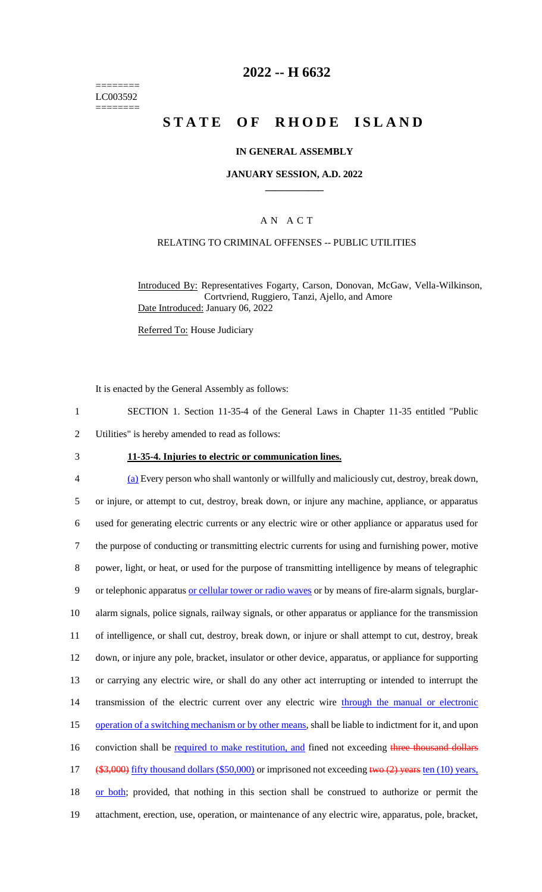========
LC003592
========

# 2022 -- H 6632

# STATE OF RHODE ISLAND

### IN GENERAL ASSEMBLY

### JANUARY SESSION, A.D. 2022

## A N A C T

### RELATING TO CRIMINAL OFFENSES -- PUBLIC UTILITIES

Introduced By: Representatives Fogarty, Carson, Donovan, McGaw, Vella-Wilkinson, Cortvriend, Ruggiero, Tanzi, Ajello, and Amore
Date Introduced: January 06, 2022

Referred To: House Judiciary

It is enacted by the General Assembly as follows:

1 SECTION 1. Section 11-35-4 of the General Laws in Chapter 11-35 entitled "Public
2 Utilities" is hereby amended to read as follows:

3 **11-35-4. Injuries to electric or communication lines.**

4 (a) Every person who shall wantonly or willfully and maliciously cut, destroy, break down,
5 or injure, or attempt to cut, destroy, break down, or injure any machine, appliance, or apparatus
6 used for generating electric currents or any electric wire or other appliance or apparatus used for
7 the purpose of conducting or transmitting electric currents for using and furnishing power, motive
8 power, light, or heat, or used for the purpose of transmitting intelligence by means of telegraphic
9 or telephonic apparatus or cellular tower or radio waves or by means of fire-alarm signals, burglar-
10 alarm signals, police signals, railway signals, or other apparatus or appliance for the transmission
11 of intelligence, or shall cut, destroy, break down, or injure or shall attempt to cut, destroy, break
12 down, or injure any pole, bracket, insulator or other device, apparatus, or appliance for supporting
13 or carrying any electric wire, or shall do any other act interrupting or intended to interrupt the
14 transmission of the electric current over any electric wire through the manual or electronic
15 operation of a switching mechanism or by other means, shall be liable to indictment for it, and upon
16 conviction shall be required to make restitution, and fined not exceeding ~~three thousand dollars~~
17 ~~($3,000)~~ fifty thousand dollars ($50,000) or imprisoned not exceeding ~~two (2) years~~ ten (10) years,
18 or both; provided, that nothing in this section shall be construed to authorize or permit the
19 attachment, erection, use, operation, or maintenance of any electric wire, apparatus, pole, bracket,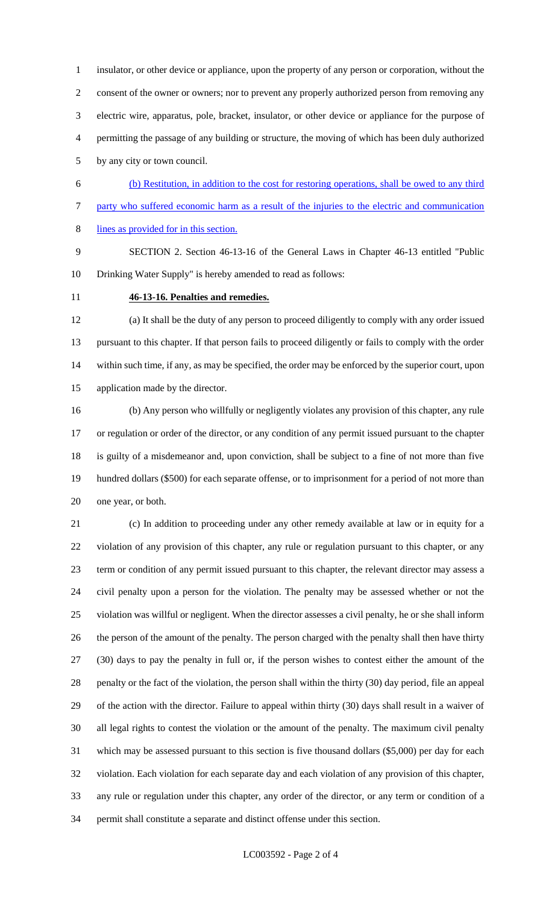insulator, or other device or appliance, upon the property of any person or corporation, without the consent of the owner or owners; nor to prevent any properly authorized person from removing any electric wire, apparatus, pole, bracket, insulator, or other device or appliance for the purpose of permitting the passage of any building or structure, the moving of which has been duly authorized by any city or town council.

(b) Restitution, in addition to the cost for restoring operations, shall be owed to any third party who suffered economic harm as a result of the injuries to the electric and communication lines as provided for in this section.

SECTION 2. Section 46-13-16 of the General Laws in Chapter 46-13 entitled "Public Drinking Water Supply" is hereby amended to read as follows:

**46-13-16. Penalties and remedies.**

(a) It shall be the duty of any person to proceed diligently to comply with any order issued pursuant to this chapter. If that person fails to proceed diligently or fails to comply with the order within such time, if any, as may be specified, the order may be enforced by the superior court, upon application made by the director.

(b) Any person who willfully or negligently violates any provision of this chapter, any rule or regulation or order of the director, or any condition of any permit issued pursuant to the chapter is guilty of a misdemeanor and, upon conviction, shall be subject to a fine of not more than five hundred dollars ($500) for each separate offense, or to imprisonment for a period of not more than one year, or both.

(c) In addition to proceeding under any other remedy available at law or in equity for a violation of any provision of this chapter, any rule or regulation pursuant to this chapter, or any term or condition of any permit issued pursuant to this chapter, the relevant director may assess a civil penalty upon a person for the violation. The penalty may be assessed whether or not the violation was willful or negligent. When the director assesses a civil penalty, he or she shall inform the person of the amount of the penalty. The person charged with the penalty shall then have thirty (30) days to pay the penalty in full or, if the person wishes to contest either the amount of the penalty or the fact of the violation, the person shall within the thirty (30) day period, file an appeal of the action with the director. Failure to appeal within thirty (30) days shall result in a waiver of all legal rights to contest the violation or the amount of the penalty. The maximum civil penalty which may be assessed pursuant to this section is five thousand dollars ($5,000) per day for each violation. Each violation for each separate day and each violation of any provision of this chapter, any rule or regulation under this chapter, any order of the director, or any term or condition of a permit shall constitute a separate and distinct offense under this section.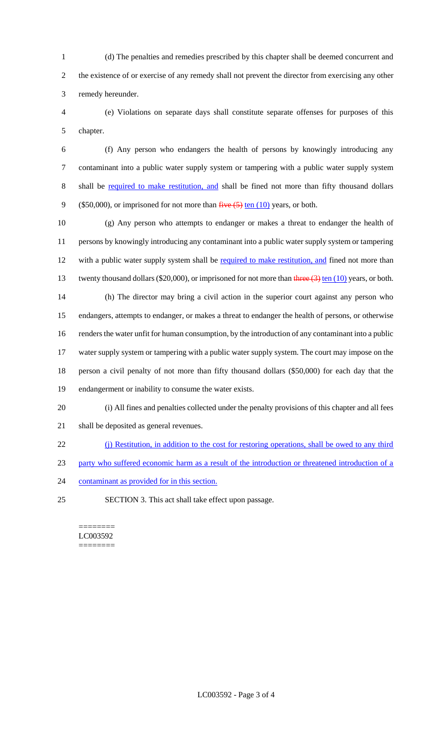(d) The penalties and remedies prescribed by this chapter shall be deemed concurrent and the existence of or exercise of any remedy shall not prevent the director from exercising any other remedy hereunder.

(e) Violations on separate days shall constitute separate offenses for purposes of this chapter.

(f) Any person who endangers the health of persons by knowingly introducing any contaminant into a public water supply system or tampering with a public water supply system shall be required to make restitution, and shall be fined not more than fifty thousand dollars ($50,000), or imprisoned for not more than ~~five (5)~~ ten (10) years, or both.

(g) Any person who attempts to endanger or makes a threat to endanger the health of persons by knowingly introducing any contaminant into a public water supply system or tampering with a public water supply system shall be required to make restitution, and fined not more than twenty thousand dollars ($20,000), or imprisoned for not more than ~~three (3)~~ ten (10) years, or both.

(h) The director may bring a civil action in the superior court against any person who endangers, attempts to endanger, or makes a threat to endanger the health of persons, or otherwise renders the water unfit for human consumption, by the introduction of any contaminant into a public water supply system or tampering with a public water supply system. The court may impose on the person a civil penalty of not more than fifty thousand dollars ($50,000) for each day that the endangerment or inability to consume the water exists.

(i) All fines and penalties collected under the penalty provisions of this chapter and all fees shall be deposited as general revenues.

(j) Restitution, in addition to the cost for restoring operations, shall be owed to any third party who suffered economic harm as a result of the introduction or threatened introduction of a contaminant as provided for in this section.

SECTION 3. This act shall take effect upon passage.

========
LC003592
========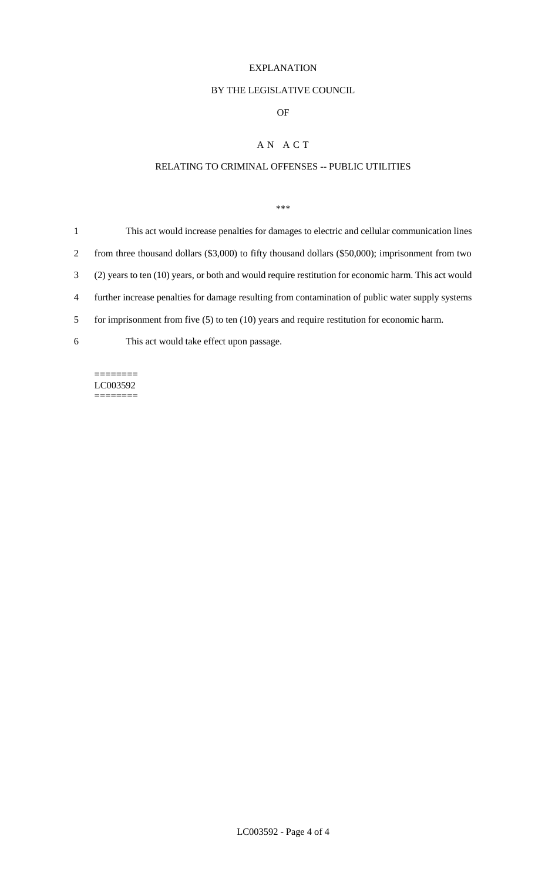EXPLANATION

BY THE LEGISLATIVE COUNCIL

OF

A N A C T

RELATING TO CRIMINAL OFFENSES -- PUBLIC UTILITIES

\*\*\*

This act would increase penalties for damages to electric and cellular communication lines from three thousand dollars ($3,000) to fifty thousand dollars ($50,000); imprisonment from two (2) years to ten (10) years, or both and would require restitution for economic harm. This act would further increase penalties for damage resulting from contamination of public water supply systems for imprisonment from five (5) to ten (10) years and require restitution for economic harm.

This act would take effect upon passage.

========
LC003592
========